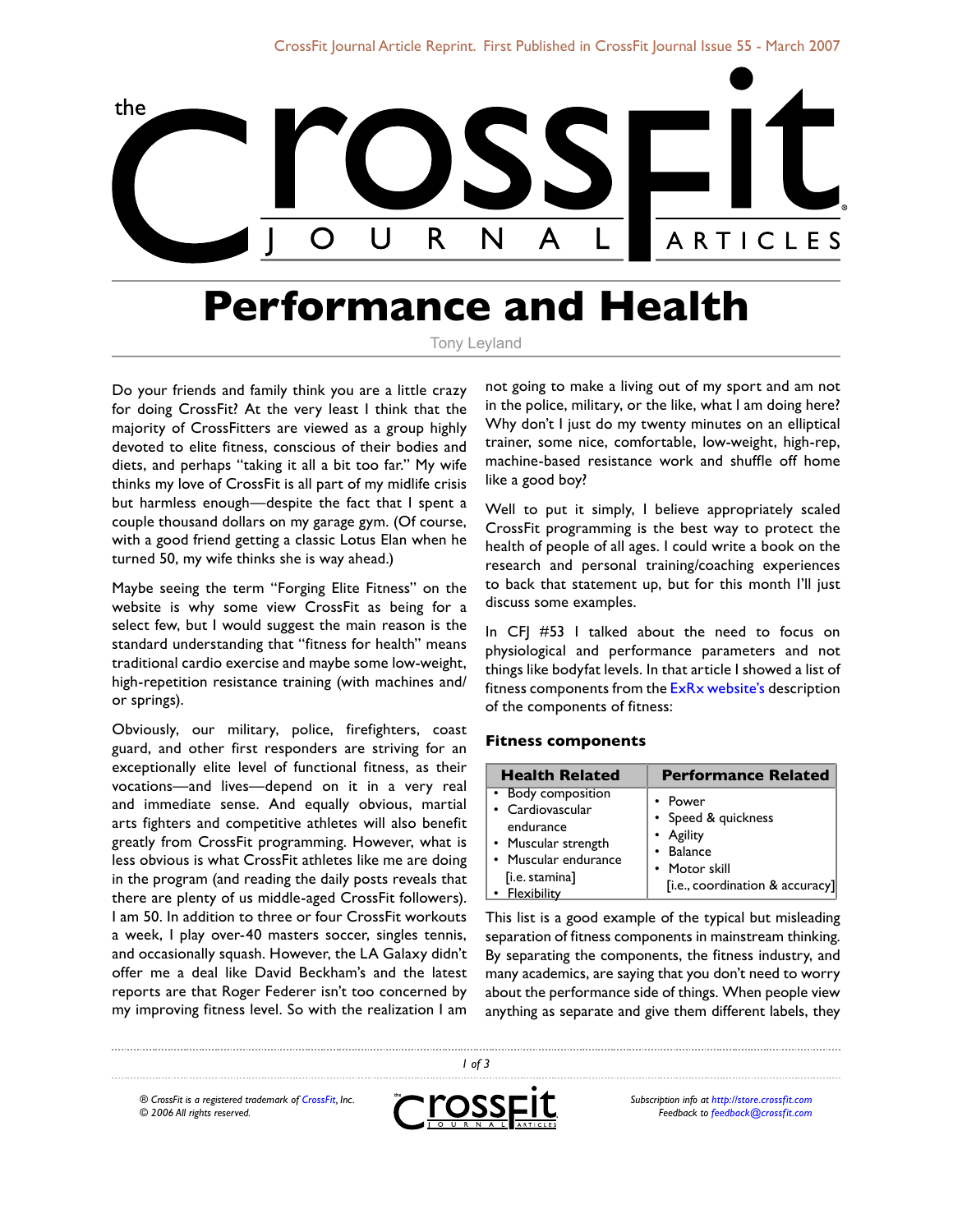# Performance and Health

Tony Leyland

Do your friends and family think you are a little crazy for doing CrossFit? At the very least I think that the majority of CrossFitters are viewed as a group highly devoted to elite fitness, conscious of their bodies and diets, and perhaps "taking it all a bit too far." My wife thinks my love of CrossFit is all part of my midlife crisis but harmless enough—despite the fact that I spent a couple thousand dollars on my garage gym. (Of course, with a good friend getting a classic Lotus Elan when he turned 50, my wife thinks she is way ahead.)

Maybe seeing the term "Forging Elite Fitness" on the website is why some view CrossFit as being for a select few, but I would suggest the main reason is the standard understanding that "fitness for health" means traditional cardio exercise and maybe some low-weight, high-repetition resistance training (with machines and/or springs).

Obviously, our military, police, firefighters, coast guard, and other first responders are striving for an exceptionally elite level of functional fitness, as their vocations—and lives—depend on it in a very real and immediate sense. And equally obvious, martial arts fighters and competitive athletes will also benefit greatly from CrossFit programming. However, what is less obvious is what CrossFit athletes like me are doing in the program (and reading the daily posts reveals that there are plenty of us middle-aged CrossFit followers). I am 50. In addition to three or four CrossFit workouts a week, I play over-40 masters soccer, singles tennis, and occasionally squash. However, the LA Galaxy didn't offer me a deal like David Beckham's and the latest reports are that Roger Federer isn't too concerned by my improving fitness level. So with the realization I am not going to make a living out of my sport and am not in the police, military, or the like, what I am doing here? Why don't I just do my twenty minutes on an elliptical trainer, some nice, comfortable, low-weight, high-rep, machine-based resistance work and shuffle off home like a good boy?

Well to put it simply, I believe appropriately scaled CrossFit programming is the best way to protect the health of people of all ages. I could write a book on the research and personal training/coaching experiences to back that statement up, but for this month I'll just discuss some examples.

In CFJ #53 I talked about the need to focus on physiological and performance parameters and not things like bodyfat levels. In that article I showed a list of fitness components from the ExRx website's description of the components of fitness:

### Fitness components

| Health Related | Performance Related |
|---|---|
| • Body composition<br>• Cardiovascular endurance<br>• Muscular strength<br>• Muscular endurance [i.e. stamina]<br>• Flexibility | • Power<br>• Speed & quickness<br>• Agility<br>• Balance<br>• Motor skill [i.e., coordination & accuracy] |

This list is a good example of the typical but misleading separation of fitness components in mainstream thinking. By separating the components, the fitness industry, and many academics, are saying that you don't need to worry about the performance side of things. When people view anything as separate and give them different labels, they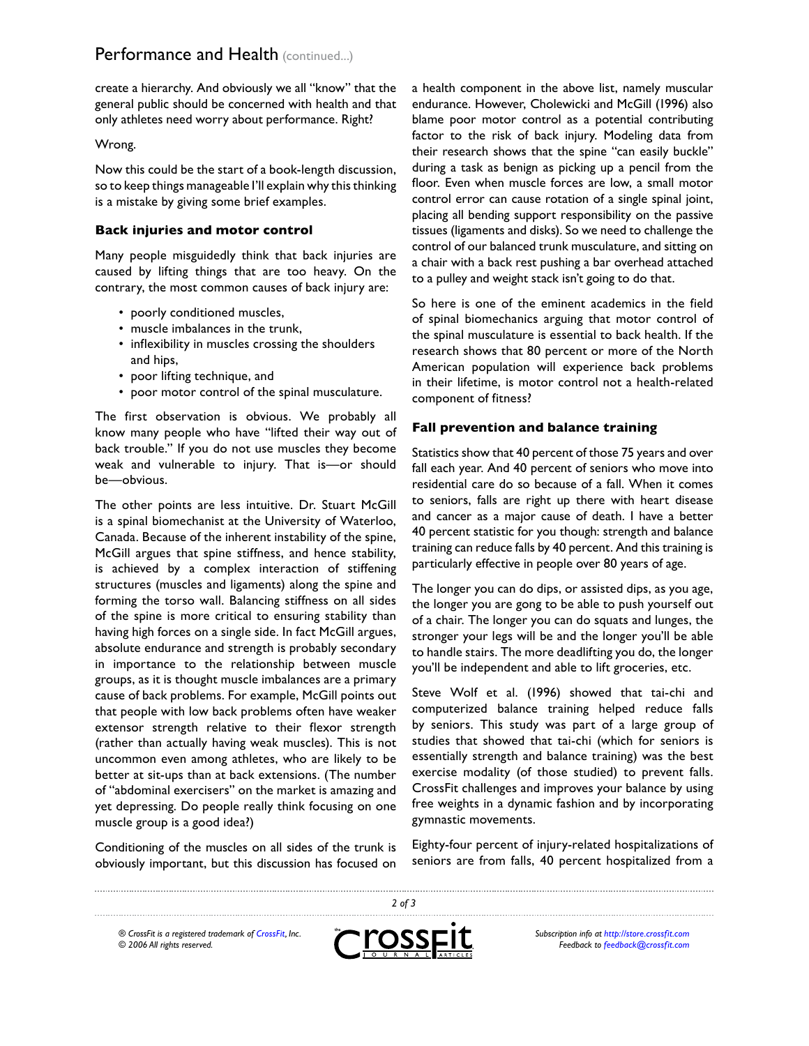create a hierarchy. And obviously we all "know" that the general public should be concerned with health and that only athletes need worry about performance. Right?

Wrong.

Now this could be the start of a book-length discussion, so to keep things manageable I'll explain why this thinking is a mistake by giving some brief examples.

### Back injuries and motor control

Many people misguidedly think that back injuries are caused by lifting things that are too heavy. On the contrary, the most common causes of back injury are:

- poorly conditioned muscles,
- muscle imbalances in the trunk,
- inflexibility in muscles crossing the shoulders and hips,
- poor lifting technique, and
- poor motor control of the spinal musculature.

The first observation is obvious. We probably all know many people who have "lifted their way out of back trouble." If you do not use muscles they become weak and vulnerable to injury. That is—or should be—obvious.

The other points are less intuitive. Dr. Stuart McGill is a spinal biomechanist at the University of Waterloo, Canada. Because of the inherent instability of the spine, McGill argues that spine stiffness, and hence stability, is achieved by a complex interaction of stiffening structures (muscles and ligaments) along the spine and forming the torso wall. Balancing stiffness on all sides of the spine is more critical to ensuring stability than having high forces on a single side. In fact McGill argues, absolute endurance and strength is probably secondary in importance to the relationship between muscle groups, as it is thought muscle imbalances are a primary cause of back problems. For example, McGill points out that people with low back problems often have weaker extensor strength relative to their flexor strength (rather than actually having weak muscles). This is not uncommon even among athletes, who are likely to be better at sit-ups than at back extensions. (The number of "abdominal exercisers" on the market is amazing and yet depressing. Do people really think focusing on one muscle group is a good idea?)

Conditioning of the muscles on all sides of the trunk is obviously important, but this discussion has focused on a health component in the above list, namely muscular endurance. However, Cholewicki and McGill (1996) also blame poor motor control as a potential contributing factor to the risk of back injury. Modeling data from their research shows that the spine "can easily buckle" during a task as benign as picking up a pencil from the floor. Even when muscle forces are low, a small motor control error can cause rotation of a single spinal joint, placing all bending support responsibility on the passive tissues (ligaments and disks). So we need to challenge the control of our balanced trunk musculature, and sitting on a chair with a back rest pushing a bar overhead attached to a pulley and weight stack isn't going to do that.

So here is one of the eminent academics in the field of spinal biomechanics arguing that motor control of the spinal musculature is essential to back health. If the research shows that 80 percent or more of the North American population will experience back problems in their lifetime, is motor control not a health-related component of fitness?

### Fall prevention and balance training

Statistics show that 40 percent of those 75 years and over fall each year. And 40 percent of seniors who move into residential care do so because of a fall. When it comes to seniors, falls are right up there with heart disease and cancer as a major cause of death. I have a better 40 percent statistic for you though: strength and balance training can reduce falls by 40 percent. And this training is particularly effective in people over 80 years of age.

The longer you can do dips, or assisted dips, as you age, the longer you are gong to be able to push yourself out of a chair. The longer you can do squats and lunges, the stronger your legs will be and the longer you'll be able to handle stairs. The more deadlifting you do, the longer you'll be independent and able to lift groceries, etc.

Steve Wolf et al. (1996) showed that tai-chi and computerized balance training helped reduce falls by seniors. This study was part of a large group of studies that showed that tai-chi (which for seniors is essentially strength and balance training) was the best exercise modality (of those studied) to prevent falls. CrossFit challenges and improves your balance by using free weights in a dynamic fashion and by incorporating gymnastic movements.

Eighty-four percent of injury-related hospitalizations of seniors are from falls, 40 percent hospitalized from a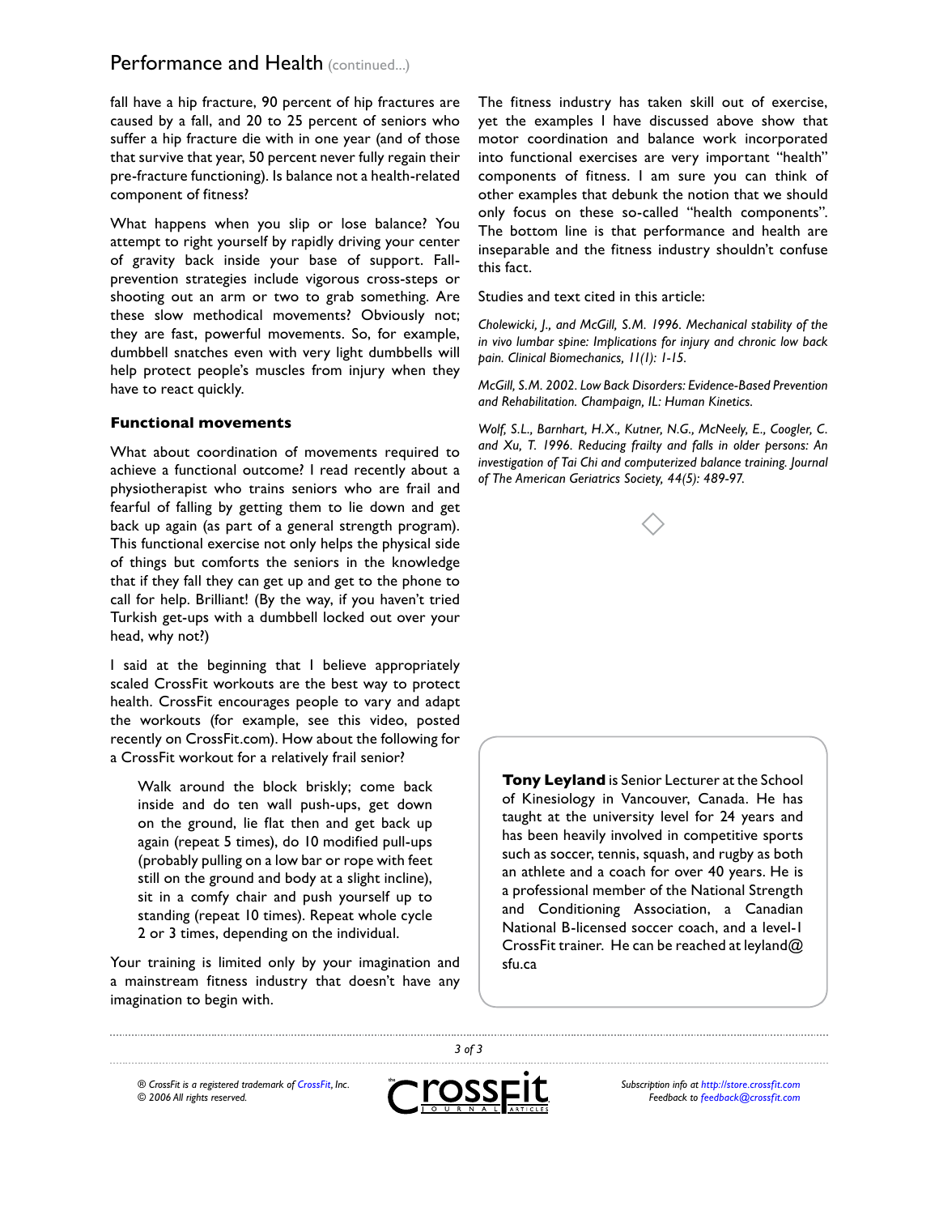fall have a hip fracture, 90 percent of hip fractures are caused by a fall, and 20 to 25 percent of seniors who suffer a hip fracture die with in one year (and of those that survive that year, 50 percent never fully regain their pre-fracture functioning). Is balance not a health-related component of fitness?

What happens when you slip or lose balance? You attempt to right yourself by rapidly driving your center of gravity back inside your base of support. Fall-prevention strategies include vigorous cross-steps or shooting out an arm or two to grab something. Are these slow methodical movements? Obviously not; they are fast, powerful movements. So, for example, dumbbell snatches even with very light dumbbells will help protect people's muscles from injury when they have to react quickly.

### Functional movements

What about coordination of movements required to achieve a functional outcome? I read recently about a physiotherapist who trains seniors who are frail and fearful of falling by getting them to lie down and get back up again (as part of a general strength program). This functional exercise not only helps the physical side of things but comforts the seniors in the knowledge that if they fall they can get up and get to the phone to call for help. Brilliant! (By the way, if you haven't tried Turkish get-ups with a dumbbell locked out over your head, why not?)

I said at the beginning that I believe appropriately scaled CrossFit workouts are the best way to protect health. CrossFit encourages people to vary and adapt the workouts (for example, see this video, posted recently on CrossFit.com). How about the following for a CrossFit workout for a relatively frail senior?

> Walk around the block briskly; come back inside and do ten wall push-ups, get down on the ground, lie flat then and get back up again (repeat 5 times), do 10 modified pull-ups (probably pulling on a low bar or rope with feet still on the ground and body at a slight incline), sit in a comfy chair and push yourself up to standing (repeat 10 times). Repeat whole cycle 2 or 3 times, depending on the individual.

Your training is limited only by your imagination and a mainstream fitness industry that doesn't have any imagination to begin with.

The fitness industry has taken skill out of exercise, yet the examples I have discussed above show that motor coordination and balance work incorporated into functional exercises are very important "health" components of fitness. I am sure you can think of other examples that debunk the notion that we should only focus on these so-called "health components". The bottom line is that performance and health are inseparable and the fitness industry shouldn't confuse this fact.

Studies and text cited in this article:

*Cholewicki, J., and McGill, S.M. 1996. Mechanical stability of the in vivo lumbar spine: Implications for injury and chronic low back pain. Clinical Biomechanics, 11(1): 1-15.*

*McGill, S.M. 2002. Low Back Disorders: Evidence-Based Prevention and Rehabilitation. Champaign, IL: Human Kinetics.*

*Wolf, S.L., Barnhart, H.X., Kutner, N.G., McNeely, E., Coogler, C. and Xu, T. 1996. Reducing frailty and falls in older persons: An investigation of Tai Chi and computerized balance training. Journal of The American Geriatrics Society, 44(5): 489-97.*

◇

**Tony Leyland** is Senior Lecturer at the School of Kinesiology in Vancouver, Canada. He has taught at the university level for 24 years and has been heavily involved in competitive sports such as soccer, tennis, squash, and rugby as both an athlete and a coach for over 40 years. He is a professional member of the National Strength and Conditioning Association, a Canadian National B-licensed soccer coach, and a level-1 CrossFit trainer. He can be reached at leyland@sfu.ca

® CrossFit is a registered trademark of CrossFit, Inc.
© 2006 All rights reserved.

Subscription info at http://store.crossfit.com
Feedback to feedback@crossfit.com